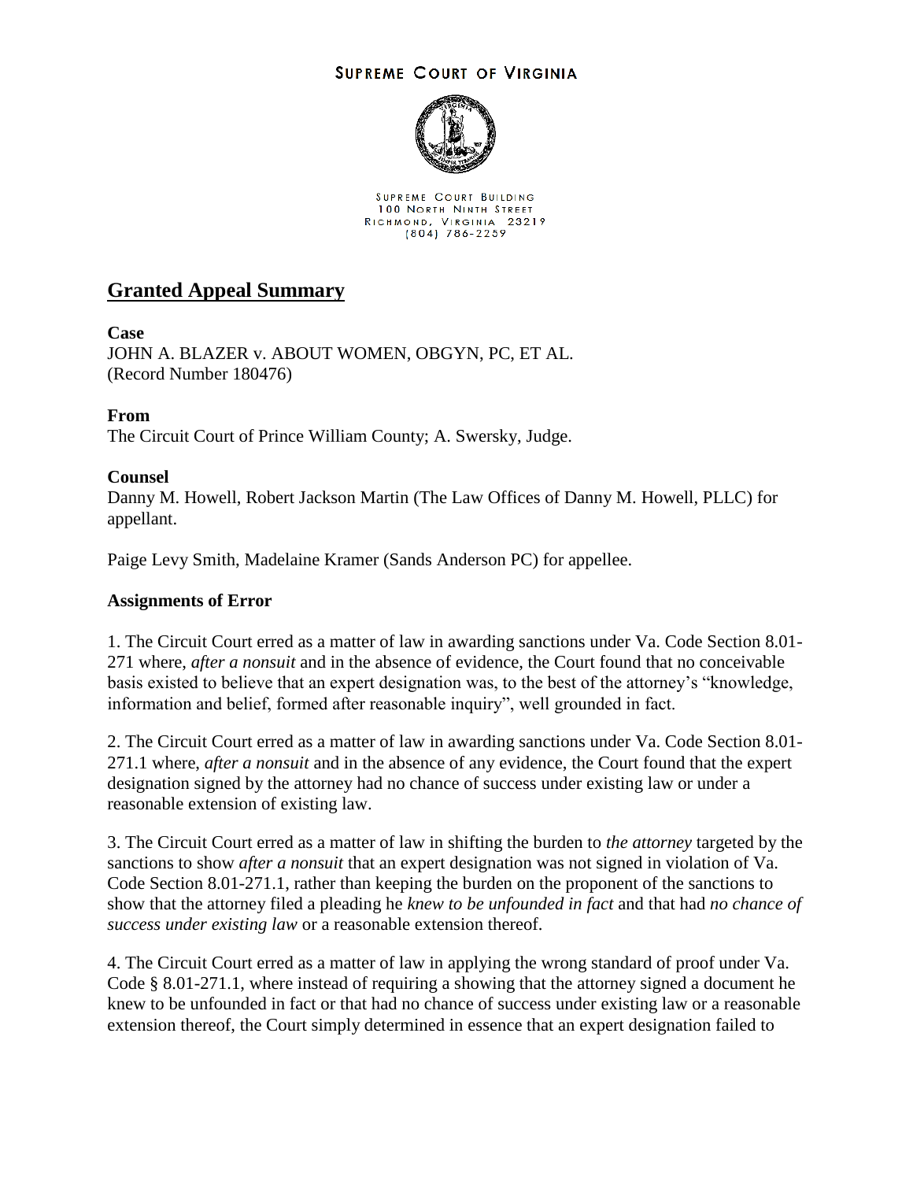**SUPREME COURT OF VIRGINIA**

SUPREME COURT BUILDING
100 NORTH NINTH STREET
RICHMOND, VIRGINIA 23219
(804) 786-2259

## Granted Appeal Summary

**Case**
JOHN A. BLAZER v. ABOUT WOMEN, OBGYN, PC, ET AL.
(Record Number 180476)

**From**
The Circuit Court of Prince William County; A. Swersky, Judge.

**Counsel**
Danny M. Howell, Robert Jackson Martin (The Law Offices of Danny M. Howell, PLLC) for appellant.

Paige Levy Smith, Madelaine Kramer (Sands Anderson PC) for appellee.

**Assignments of Error**

1. The Circuit Court erred as a matter of law in awarding sanctions under Va. Code Section 8.01-271 where, *after a nonsuit* and in the absence of evidence, the Court found that no conceivable basis existed to believe that an expert designation was, to the best of the attorney's "knowledge, information and belief, formed after reasonable inquiry", well grounded in fact.

2. The Circuit Court erred as a matter of law in awarding sanctions under Va. Code Section 8.01-271.1 where, *after a nonsuit* and in the absence of any evidence, the Court found that the expert designation signed by the attorney had no chance of success under existing law or under a reasonable extension of existing law.

3. The Circuit Court erred as a matter of law in shifting the burden to *the attorney* targeted by the sanctions to show *after a nonsuit* that an expert designation was not signed in violation of Va. Code Section 8.01-271.1, rather than keeping the burden on the proponent of the sanctions to show that the attorney filed a pleading he *knew to be unfounded in fact* and that had *no chance of success under existing law* or a reasonable extension thereof.

4. The Circuit Court erred as a matter of law in applying the wrong standard of proof under Va. Code § 8.01-271.1, where instead of requiring a showing that the attorney signed a document he knew to be unfounded in fact or that had no chance of success under existing law or a reasonable extension thereof, the Court simply determined in essence that an expert designation failed to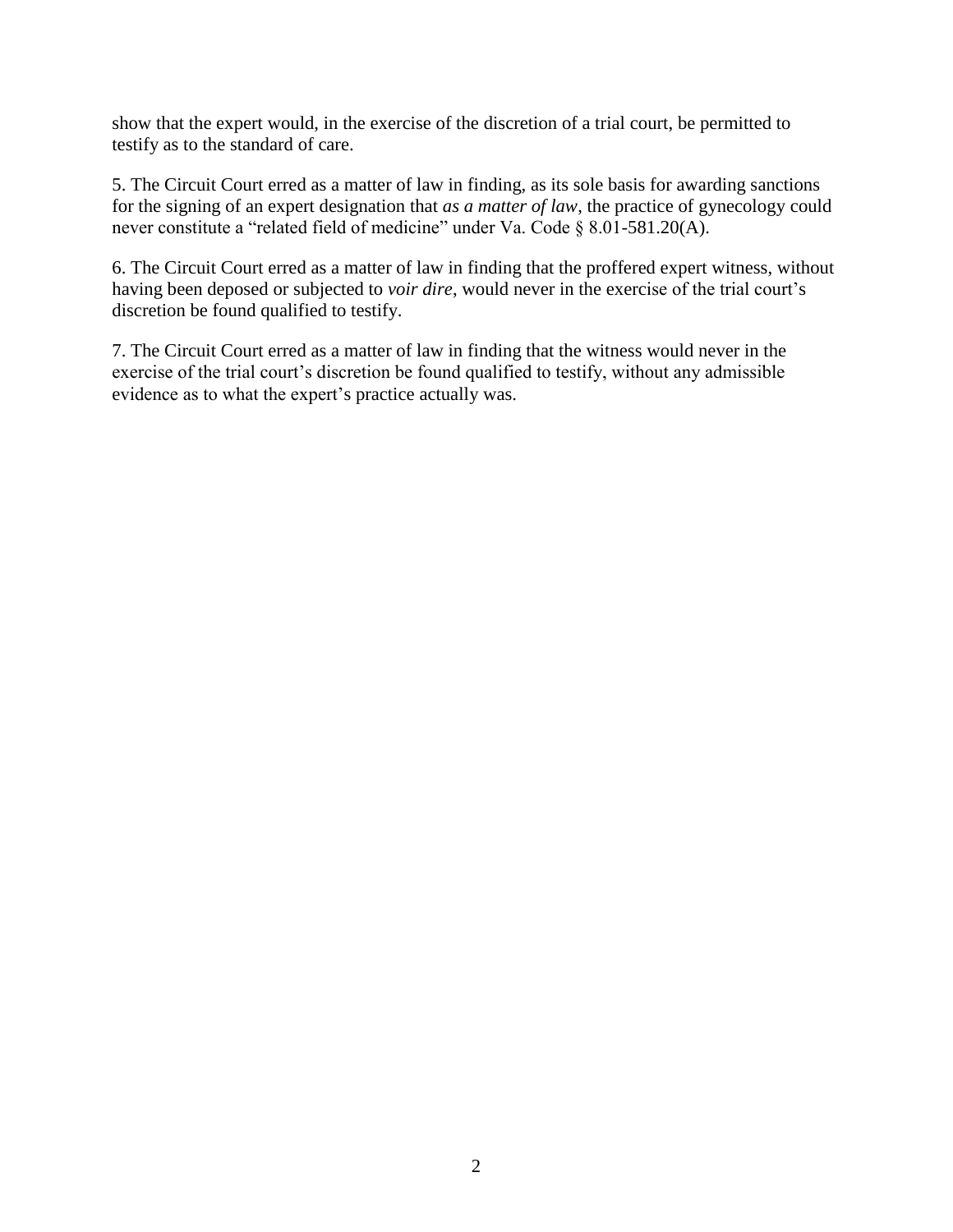show that the expert would, in the exercise of the discretion of a trial court, be permitted to testify as to the standard of care.

5. The Circuit Court erred as a matter of law in finding, as its sole basis for awarding sanctions for the signing of an expert designation that *as a matter of law*, the practice of gynecology could never constitute a "related field of medicine" under Va. Code § 8.01-581.20(A).

6. The Circuit Court erred as a matter of law in finding that the proffered expert witness, without having been deposed or subjected to *voir dire*, would never in the exercise of the trial court's discretion be found qualified to testify.

7. The Circuit Court erred as a matter of law in finding that the witness would never in the exercise of the trial court's discretion be found qualified to testify, without any admissible evidence as to what the expert's practice actually was.